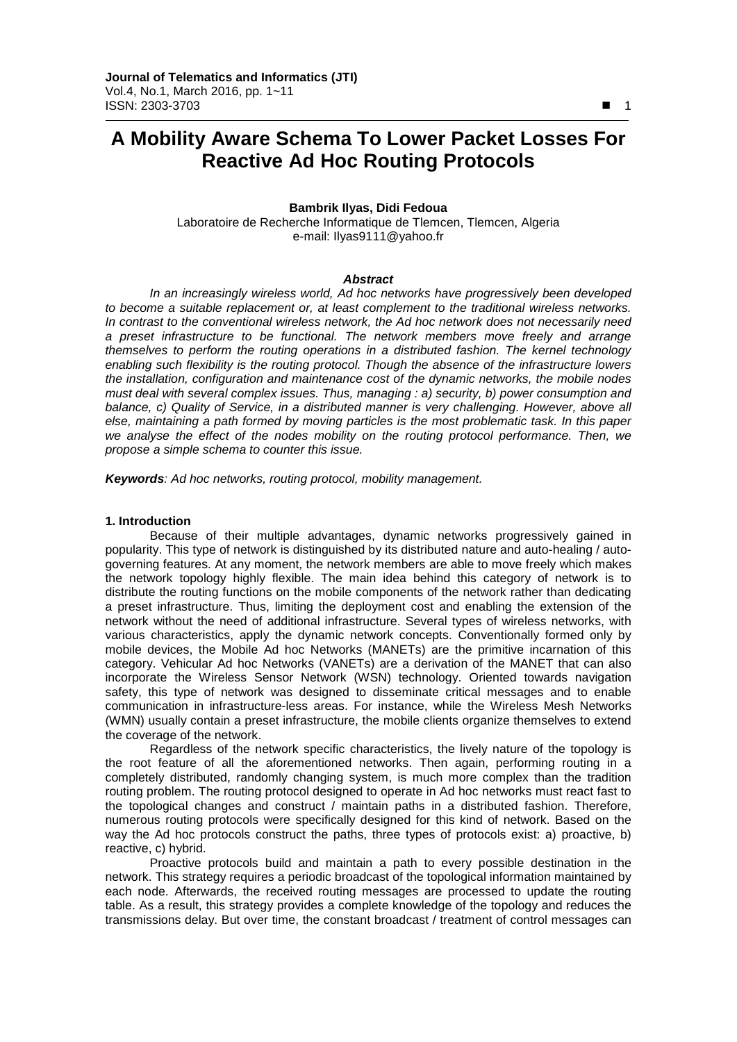# A Mobility Aware Schema To Lower Packet Losses For Reactive Ad Hoc Routing Protocols

**Bambrik Ilyas, Didi Fedoua**

Laboratoire de Recherche Informatique de Tlemcen, Tlemcen, Algeria

e-mail: Ilyas9111@yahoo.fr

***Abstract***

*In an increasingly wireless world, Ad hoc networks have progressively been developed to become a suitable replacement or, at least complement to the traditional wireless networks. In contrast to the conventional wireless network, the Ad hoc network does not necessarily need a preset infrastructure to be functional. The network members move freely and arrange themselves to perform the routing operations in a distributed fashion. The kernel technology enabling such flexibility is the routing protocol. Though the absence of the infrastructure lowers the installation, configuration and maintenance cost of the dynamic networks, the mobile nodes must deal with several complex issues. Thus, managing : a) security, b) power consumption and balance, c) Quality of Service, in a distributed manner is very challenging. However, above all else, maintaining a path formed by moving particles is the most problematic task. In this paper we analyse the effect of the nodes mobility on the routing protocol performance. Then, we propose a simple schema to counter this issue.*

***Keywords****: Ad hoc networks, routing protocol, mobility management.*

## 1. Introduction

Because of their multiple advantages, dynamic networks progressively gained in popularity. This type of network is distinguished by its distributed nature and auto-healing / auto-governing features. At any moment, the network members are able to move freely which makes the network topology highly flexible. The main idea behind this category of network is to distribute the routing functions on the mobile components of the network rather than dedicating a preset infrastructure. Thus, limiting the deployment cost and enabling the extension of the network without the need of additional infrastructure. Several types of wireless networks, with various characteristics, apply the dynamic network concepts. Conventionally formed only by mobile devices, the Mobile Ad hoc Networks (MANETs) are the primitive incarnation of this category. Vehicular Ad hoc Networks (VANETs) are a derivation of the MANET that can also incorporate the Wireless Sensor Network (WSN) technology. Oriented towards navigation safety, this type of network was designed to disseminate critical messages and to enable communication in infrastructure-less areas. For instance, while the Wireless Mesh Networks (WMN) usually contain a preset infrastructure, the mobile clients organize themselves to extend the coverage of the network.

Regardless of the network specific characteristics, the lively nature of the topology is the root feature of all the aforementioned networks. Then again, performing routing in a completely distributed, randomly changing system, is much more complex than the tradition routing problem. The routing protocol designed to operate in Ad hoc networks must react fast to the topological changes and construct / maintain paths in a distributed fashion. Therefore, numerous routing protocols were specifically designed for this kind of network. Based on the way the Ad hoc protocols construct the paths, three types of protocols exist: a) proactive, b) reactive, c) hybrid.

Proactive protocols build and maintain a path to every possible destination in the network. This strategy requires a periodic broadcast of the topological information maintained by each node. Afterwards, the received routing messages are processed to update the routing table. As a result, this strategy provides a complete knowledge of the topology and reduces the transmissions delay. But over time, the constant broadcast / treatment of control messages can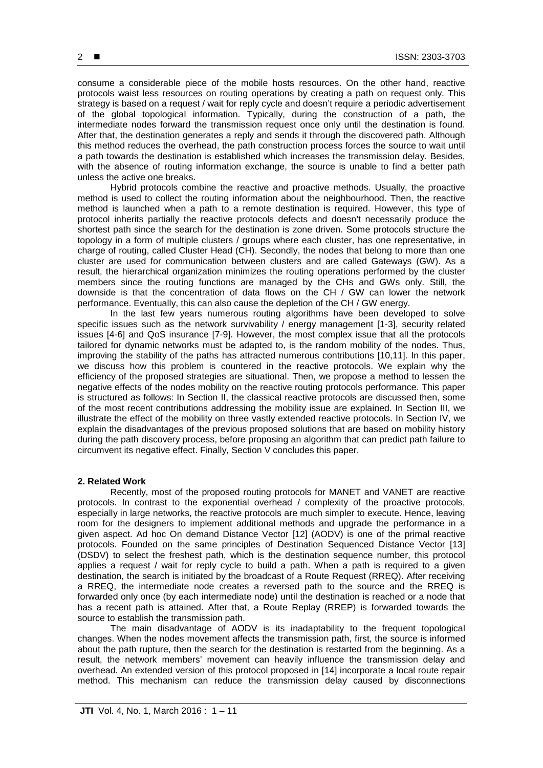consume a considerable piece of the mobile hosts resources. On the other hand, reactive protocols waist less resources on routing operations by creating a path on request only. This strategy is based on a request / wait for reply cycle and doesn't require a periodic advertisement of the global topological information. Typically, during the construction of a path, the intermediate nodes forward the transmission request once only until the destination is found. After that, the destination generates a reply and sends it through the discovered path. Although this method reduces the overhead, the path construction process forces the source to wait until a path towards the destination is established which increases the transmission delay. Besides, with the absence of routing information exchange, the source is unable to find a better path unless the active one breaks.

Hybrid protocols combine the reactive and proactive methods. Usually, the proactive method is used to collect the routing information about the neighbourhood. Then, the reactive method is launched when a path to a remote destination is required. However, this type of protocol inherits partially the reactive protocols defects and doesn't necessarily produce the shortest path since the search for the destination is zone driven. Some protocols structure the topology in a form of multiple clusters / groups where each cluster, has one representative, in charge of routing, called Cluster Head (CH). Secondly, the nodes that belong to more than one cluster are used for communication between clusters and are called Gateways (GW). As a result, the hierarchical organization minimizes the routing operations performed by the cluster members since the routing functions are managed by the CHs and GWs only. Still, the downside is that the concentration of data flows on the CH / GW can lower the network performance. Eventually, this can also cause the depletion of the CH / GW energy.

In the last few years numerous routing algorithms have been developed to solve specific issues such as the network survivability / energy management [1-3], security related issues [4-6] and QoS insurance [7-9]. However, the most complex issue that all the protocols tailored for dynamic networks must be adapted to, is the random mobility of the nodes. Thus, improving the stability of the paths has attracted numerous contributions [10,11]. In this paper, we discuss how this problem is countered in the reactive protocols. We explain why the efficiency of the proposed strategies are situational. Then, we propose a method to lessen the negative effects of the nodes mobility on the reactive routing protocols performance. This paper is structured as follows: In Section II, the classical reactive protocols are discussed then, some of the most recent contributions addressing the mobility issue are explained. In Section III, we illustrate the effect of the mobility on three vastly extended reactive protocols. In Section IV, we explain the disadvantages of the previous proposed solutions that are based on mobility history during the path discovery process, before proposing an algorithm that can predict path failure to circumvent its negative effect. Finally, Section V concludes this paper.

## 2. Related Work

Recently, most of the proposed routing protocols for MANET and VANET are reactive protocols. In contrast to the exponential overhead / complexity of the proactive protocols, especially in large networks, the reactive protocols are much simpler to execute. Hence, leaving room for the designers to implement additional methods and upgrade the performance in a given aspect. Ad hoc On demand Distance Vector [12] (AODV) is one of the primal reactive protocols. Founded on the same principles of Destination Sequenced Distance Vector [13] (DSDV) to select the freshest path, which is the destination sequence number, this protocol applies a request / wait for reply cycle to build a path. When a path is required to a given destination, the search is initiated by the broadcast of a Route Request (RREQ). After receiving a RREQ, the intermediate node creates a reversed path to the source and the RREQ is forwarded only once (by each intermediate node) until the destination is reached or a node that has a recent path is attained. After that, a Route Replay (RREP) is forwarded towards the source to establish the transmission path.

The main disadvantage of AODV is its inadaptability to the frequent topological changes. When the nodes movement affects the transmission path, first, the source is informed about the path rupture, then the search for the destination is restarted from the beginning. As a result, the network members' movement can heavily influence the transmission delay and overhead. An extended version of this protocol proposed in [14] incorporate a local route repair method. This mechanism can reduce the transmission delay caused by disconnections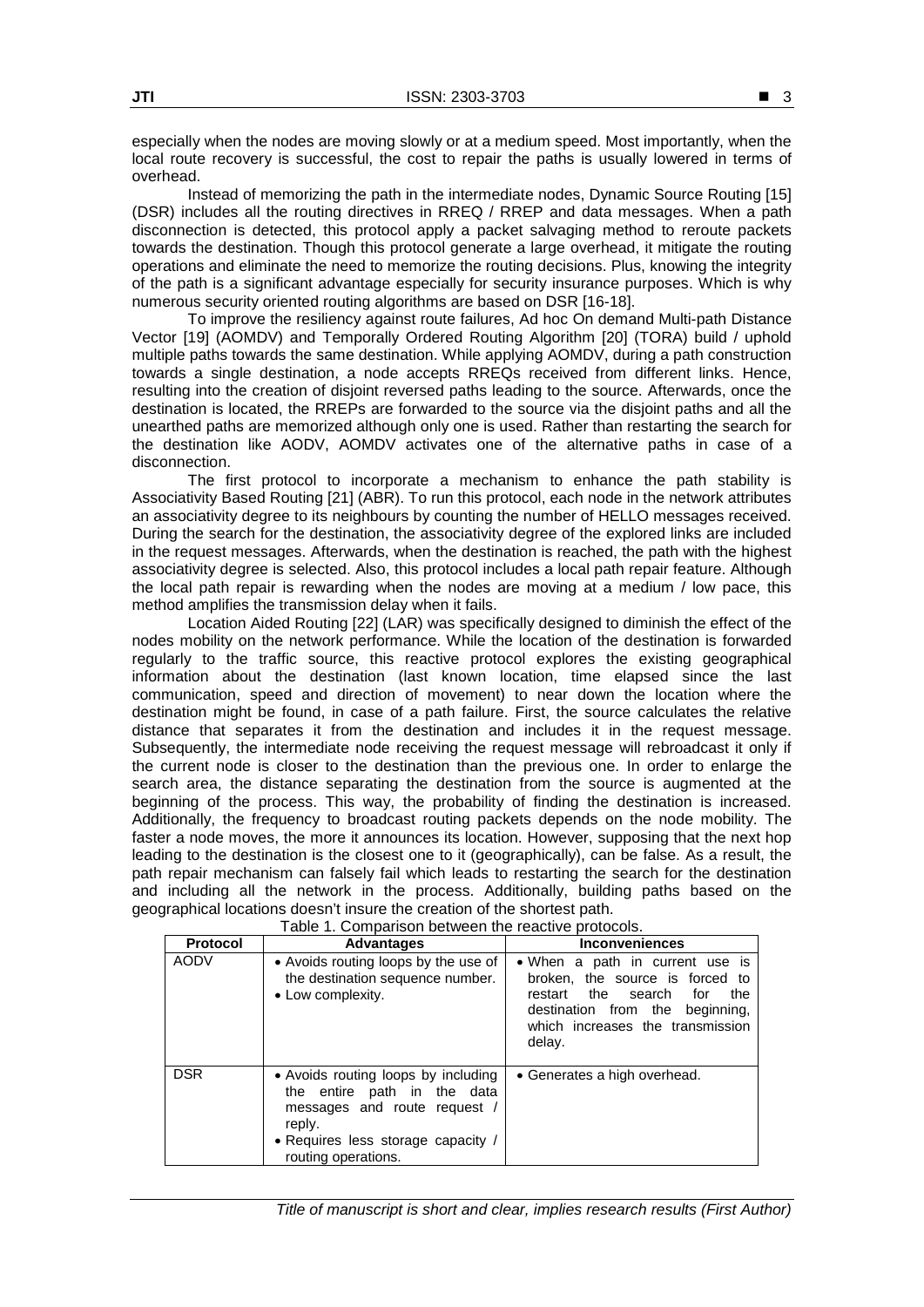especially when the nodes are moving slowly or at a medium speed. Most importantly, when the local route recovery is successful, the cost to repair the paths is usually lowered in terms of overhead.

Instead of memorizing the path in the intermediate nodes, Dynamic Source Routing [15] (DSR) includes all the routing directives in RREQ / RREP and data messages. When a path disconnection is detected, this protocol apply a packet salvaging method to reroute packets towards the destination. Though this protocol generate a large overhead, it mitigate the routing operations and eliminate the need to memorize the routing decisions. Plus, knowing the integrity of the path is a significant advantage especially for security insurance purposes. Which is why numerous security oriented routing algorithms are based on DSR [16-18].

To improve the resiliency against route failures, Ad hoc On demand Multi-path Distance Vector [19] (AOMDV) and Temporally Ordered Routing Algorithm [20] (TORA) build / uphold multiple paths towards the same destination. While applying AOMDV, during a path construction towards a single destination, a node accepts RREQs received from different links. Hence, resulting into the creation of disjoint reversed paths leading to the source. Afterwards, once the destination is located, the RREPs are forwarded to the source via the disjoint paths and all the unearthed paths are memorized although only one is used. Rather than restarting the search for the destination like AODV, AOMDV activates one of the alternative paths in case of a disconnection.

The first protocol to incorporate a mechanism to enhance the path stability is Associativity Based Routing [21] (ABR). To run this protocol, each node in the network attributes an associativity degree to its neighbours by counting the number of HELLO messages received. During the search for the destination, the associativity degree of the explored links are included in the request messages. Afterwards, when the destination is reached, the path with the highest associativity degree is selected. Also, this protocol includes a local path repair feature. Although the local path repair is rewarding when the nodes are moving at a medium / low pace, this method amplifies the transmission delay when it fails.

Location Aided Routing [22] (LAR) was specifically designed to diminish the effect of the nodes mobility on the network performance. While the location of the destination is forwarded regularly to the traffic source, this reactive protocol explores the existing geographical information about the destination (last known location, time elapsed since the last communication, speed and direction of movement) to near down the location where the destination might be found, in case of a path failure. First, the source calculates the relative distance that separates it from the destination and includes it in the request message. Subsequently, the intermediate node receiving the request message will rebroadcast it only if the current node is closer to the destination than the previous one. In order to enlarge the search area, the distance separating the destination from the source is augmented at the beginning of the process. This way, the probability of finding the destination is increased. Additionally, the frequency to broadcast routing packets depends on the node mobility. The faster a node moves, the more it announces its location. However, supposing that the next hop leading to the destination is the closest one to it (geographically), can be false. As a result, the path repair mechanism can falsely fail which leads to restarting the search for the destination and including all the network in the process. Additionally, building paths based on the geographical locations doesn't insure the creation of the shortest path.

Table 1. Comparison between the reactive protocols.

| Protocol | Advantages | Inconveniences |
|---|---|---|
| AODV | • Avoids routing loops by the use of the destination sequence number.<br>• Low complexity. | • When a path in current use is broken, the source is forced to restart the search for the destination from the beginning, which increases the transmission delay. |
| DSR | • Avoids routing loops by including the entire path in the data messages and route request / reply.<br>• Requires less storage capacity / routing operations. | • Generates a high overhead. |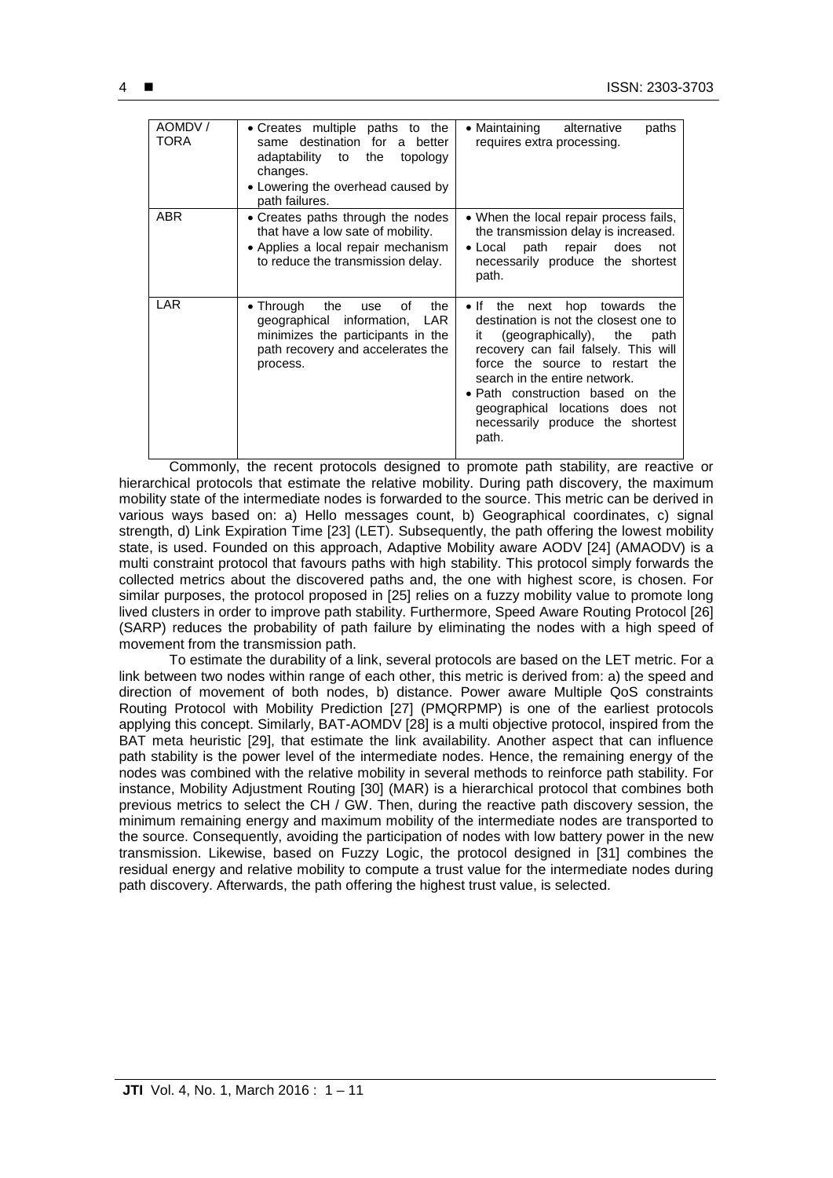| | | |
|---|---|---|
| AOMDV / TORA | • Creates multiple paths to the same destination for a better adaptability to the topology changes.<br>• Lowering the overhead caused by path failures. | • Maintaining alternative paths requires extra processing. |
| ABR | • Creates paths through the nodes that have a low sate of mobility.<br>• Applies a local repair mechanism to reduce the transmission delay. | • When the local repair process fails, the transmission delay is increased.<br>• Local path repair does not necessarily produce the shortest path. |
| LAR | • Through the use of the geographical information, LAR minimizes the participants in the path recovery and accelerates the process. | • If the next hop towards the destination is not the closest one to it (geographically), the path recovery can fail falsely. This will force the source to restart the search in the entire network.<br>• Path construction based on the geographical locations does not necessarily produce the shortest path. |

Commonly, the recent protocols designed to promote path stability, are reactive or hierarchical protocols that estimate the relative mobility. During path discovery, the maximum mobility state of the intermediate nodes is forwarded to the source. This metric can be derived in various ways based on: a) Hello messages count, b) Geographical coordinates, c) signal strength, d) Link Expiration Time [23] (LET). Subsequently, the path offering the lowest mobility state, is used. Founded on this approach, Adaptive Mobility aware AODV [24] (AMAODV) is a multi constraint protocol that favours paths with high stability. This protocol simply forwards the collected metrics about the discovered paths and, the one with highest score, is chosen. For similar purposes, the protocol proposed in [25] relies on a fuzzy mobility value to promote long lived clusters in order to improve path stability. Furthermore, Speed Aware Routing Protocol [26] (SARP) reduces the probability of path failure by eliminating the nodes with a high speed of movement from the transmission path.

To estimate the durability of a link, several protocols are based on the LET metric. For a link between two nodes within range of each other, this metric is derived from: a) the speed and direction of movement of both nodes, b) distance. Power aware Multiple QoS constraints Routing Protocol with Mobility Prediction [27] (PMQRPMP) is one of the earliest protocols applying this concept. Similarly, BAT-AOMDV [28] is a multi objective protocol, inspired from the BAT meta heuristic [29], that estimate the link availability. Another aspect that can influence path stability is the power level of the intermediate nodes. Hence, the remaining energy of the nodes was combined with the relative mobility in several methods to reinforce path stability. For instance, Mobility Adjustment Routing [30] (MAR) is a hierarchical protocol that combines both previous metrics to select the CH / GW. Then, during the reactive path discovery session, the minimum remaining energy and maximum mobility of the intermediate nodes are transported to the source. Consequently, avoiding the participation of nodes with low battery power in the new transmission. Likewise, based on Fuzzy Logic, the protocol designed in [31] combines the residual energy and relative mobility to compute a trust value for the intermediate nodes during path discovery. Afterwards, the path offering the highest trust value, is selected.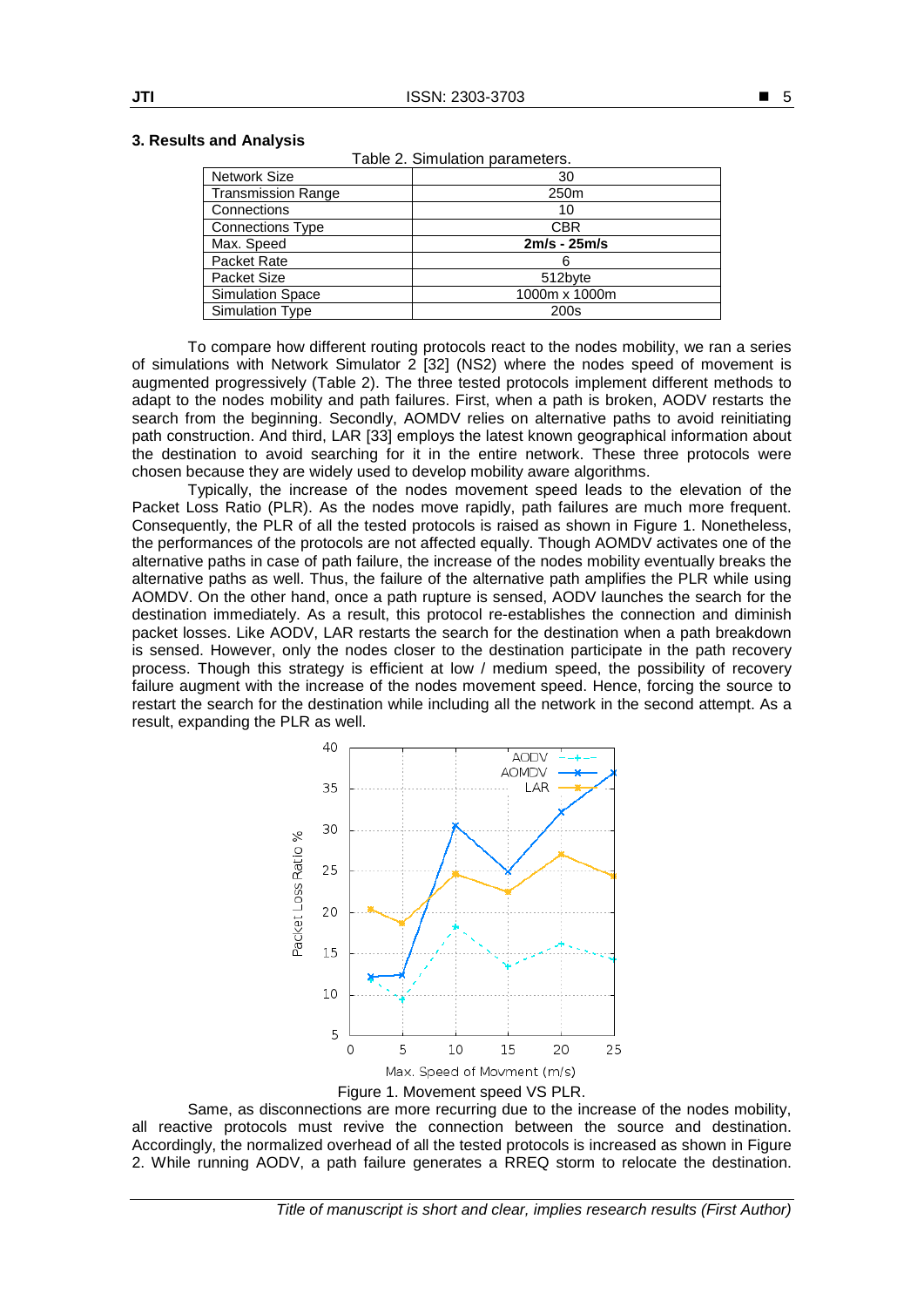## 3. Results and Analysis

Table 2. Simulation parameters.

| | |
|---|---|
| Network Size | 30 |
| Transmission Range | 250m |
| Connections | 10 |
| Connections Type | CBR |
| Max. Speed | **2m/s - 25m/s** |
| Packet Rate | 6 |
| Packet Size | 512byte |
| Simulation Space | 1000m x 1000m |
| Simulation Type | 200s |

To compare how different routing protocols react to the nodes mobility, we ran a series of simulations with Network Simulator 2 [32] (NS2) where the nodes speed of movement is augmented progressively (Table 2). The three tested protocols implement different methods to adapt to the nodes mobility and path failures. First, when a path is broken, AODV restarts the search from the beginning. Secondly, AOMDV relies on alternative paths to avoid reinitiating path construction. And third, LAR [33] employs the latest known geographical information about the destination to avoid searching for it in the entire network. These three protocols were chosen because they are widely used to develop mobility aware algorithms.

Typically, the increase of the nodes movement speed leads to the elevation of the Packet Loss Ratio (PLR). As the nodes move rapidly, path failures are much more frequent. Consequently, the PLR of all the tested protocols is raised as shown in Figure 1. Nonetheless, the performances of the protocols are not affected equally. Though AOMDV activates one of the alternative paths in case of path failure, the increase of the nodes mobility eventually breaks the alternative paths as well. Thus, the failure of the alternative path amplifies the PLR while using AOMDV. On the other hand, once a path rupture is sensed, AODV launches the search for the destination immediately. As a result, this protocol re-establishes the connection and diminish packet losses. Like AODV, LAR restarts the search for the destination when a path breakdown is sensed. However, only the nodes closer to the destination participate in the path recovery process. Though this strategy is efficient at low / medium speed, the possibility of recovery failure augment with the increase of the nodes movement speed. Hence, forcing the source to restart the search for the destination while including all the network in the second attempt. As a result, expanding the PLR as well.

Figure 1. Movement speed VS PLR.

Same, as disconnections are more recurring due to the increase of the nodes mobility, all reactive protocols must revive the connection between the source and destination. Accordingly, the normalized overhead of all the tested protocols is increased as shown in Figure 2. While running AODV, a path failure generates a RREQ storm to relocate the destination.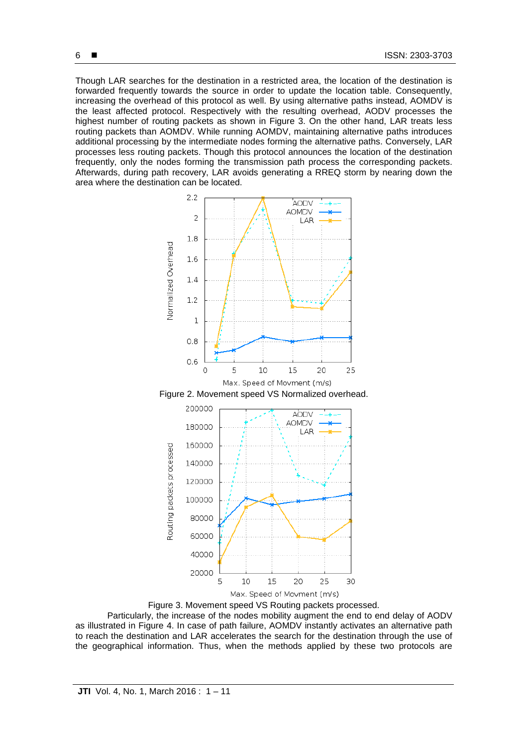Though LAR searches for the destination in a restricted area, the location of the destination is forwarded frequently towards the source in order to update the location table. Consequently, increasing the overhead of this protocol as well. By using alternative paths instead, AOMDV is the least affected protocol. Respectively with the resulting overhead, AODV processes the highest number of routing packets as shown in Figure 3. On the other hand, LAR treats less routing packets than AOMDV. While running AOMDV, maintaining alternative paths introduces additional processing by the intermediate nodes forming the alternative paths. Conversely, LAR processes less routing packets. Though this protocol announces the location of the destination frequently, only the nodes forming the transmission path process the corresponding packets. Afterwards, during path recovery, LAR avoids generating a RREQ storm by nearing down the area where the destination can be located.

Figure 2. Movement speed VS Normalized overhead.

Figure 3. Movement speed VS Routing packets processed.

Particularly, the increase of the nodes mobility augment the end to end delay of AODV as illustrated in Figure 4. In case of path failure, AOMDV instantly activates an alternative path to reach the destination and LAR accelerates the search for the destination through the use of the geographical information. Thus, when the methods applied by these two protocols are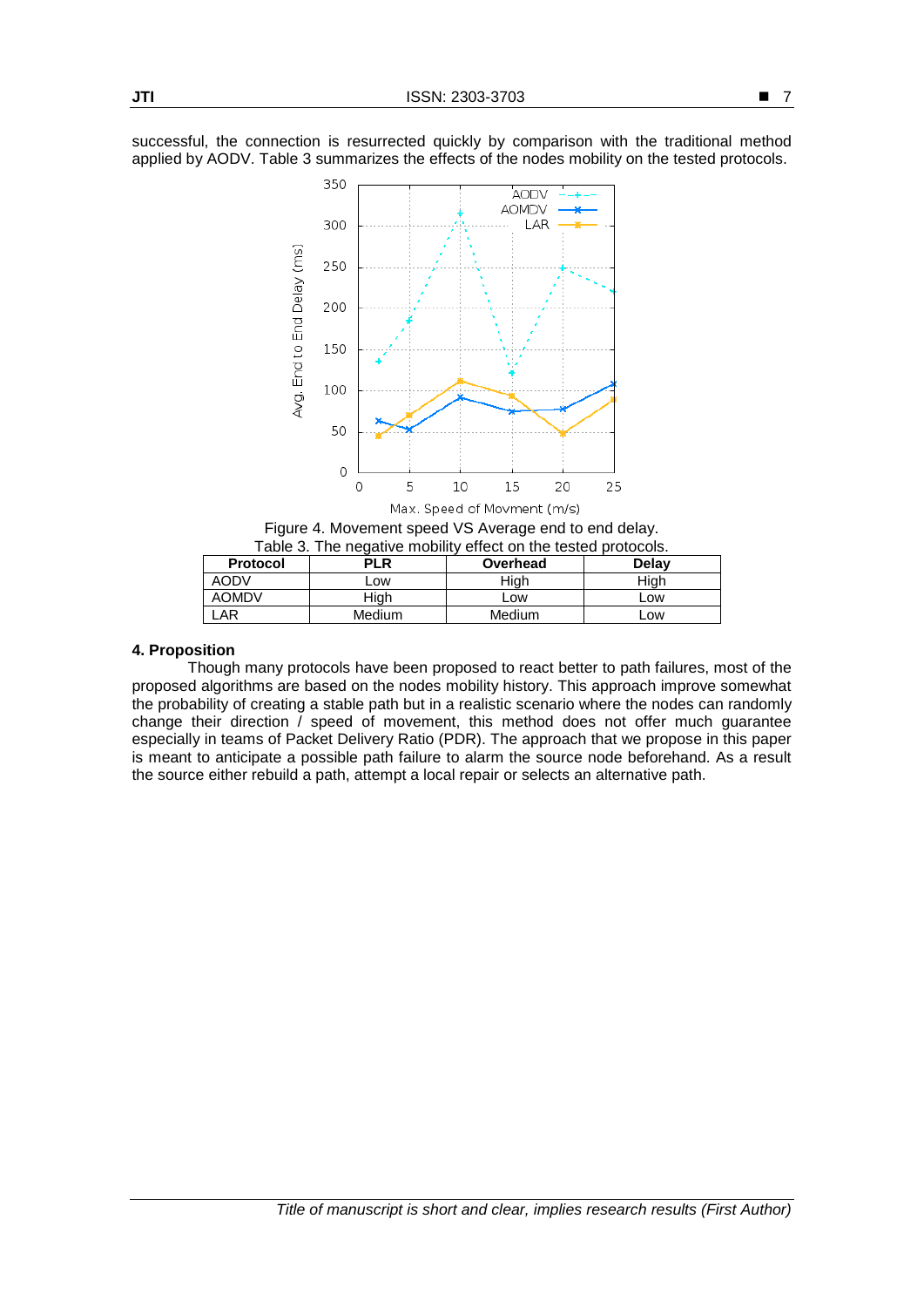successful, the connection is resurrected quickly by comparison with the traditional method applied by AODV. Table 3 summarizes the effects of the nodes mobility on the tested protocols.

Figure 4. Movement speed VS Average end to end delay.

Table 3. The negative mobility effect on the tested protocols.

| Protocol | PLR | Overhead | Delay |
|---|---|---|---|
| AODV | Low | High | High |
| AOMDV | High | Low | Low |
| LAR | Medium | Medium | Low |

## 4. Proposition

Though many protocols have been proposed to react better to path failures, most of the proposed algorithms are based on the nodes mobility history. This approach improve somewhat the probability of creating a stable path but in a realistic scenario where the nodes can randomly change their direction / speed of movement, this method does not offer much guarantee especially in teams of Packet Delivery Ratio (PDR). The approach that we propose in this paper is meant to anticipate a possible path failure to alarm the source node beforehand. As a result the source either rebuild a path, attempt a local repair or selects an alternative path.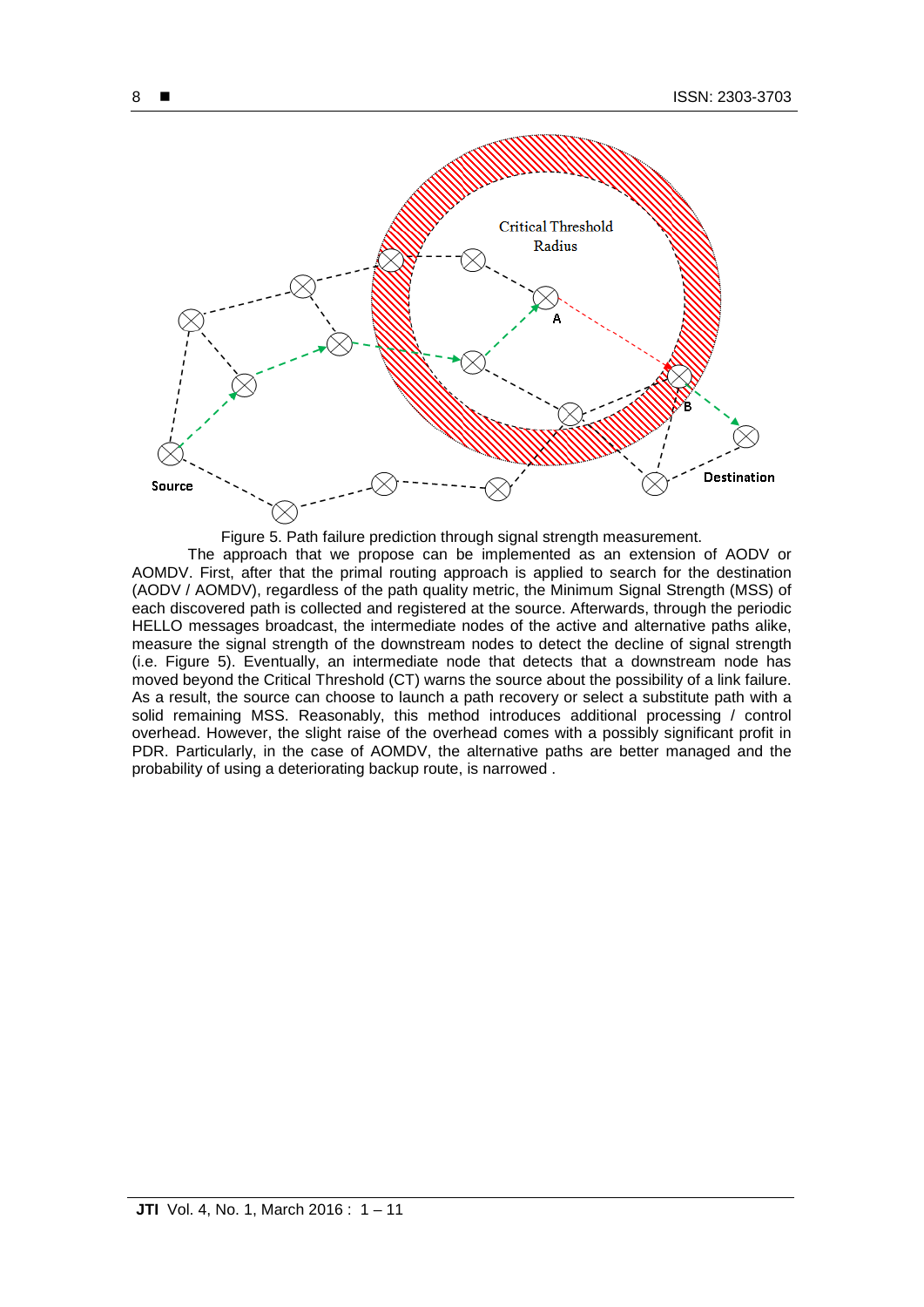Figure 5. Path failure prediction through signal strength measurement.

The approach that we propose can be implemented as an extension of AODV or AOMDV. First, after that the primal routing approach is applied to search for the destination (AODV / AOMDV), regardless of the path quality metric, the Minimum Signal Strength (MSS) of each discovered path is collected and registered at the source. Afterwards, through the periodic HELLO messages broadcast, the intermediate nodes of the active and alternative paths alike, measure the signal strength of the downstream nodes to detect the decline of signal strength (i.e. Figure 5). Eventually, an intermediate node that detects that a downstream node has moved beyond the Critical Threshold (CT) warns the source about the possibility of a link failure. As a result, the source can choose to launch a path recovery or select a substitute path with a solid remaining MSS. Reasonably, this method introduces additional processing / control overhead. However, the slight raise of the overhead comes with a possibly significant profit in PDR. Particularly, in the case of AOMDV, the alternative paths are better managed and the probability of using a deteriorating backup route, is narrowed .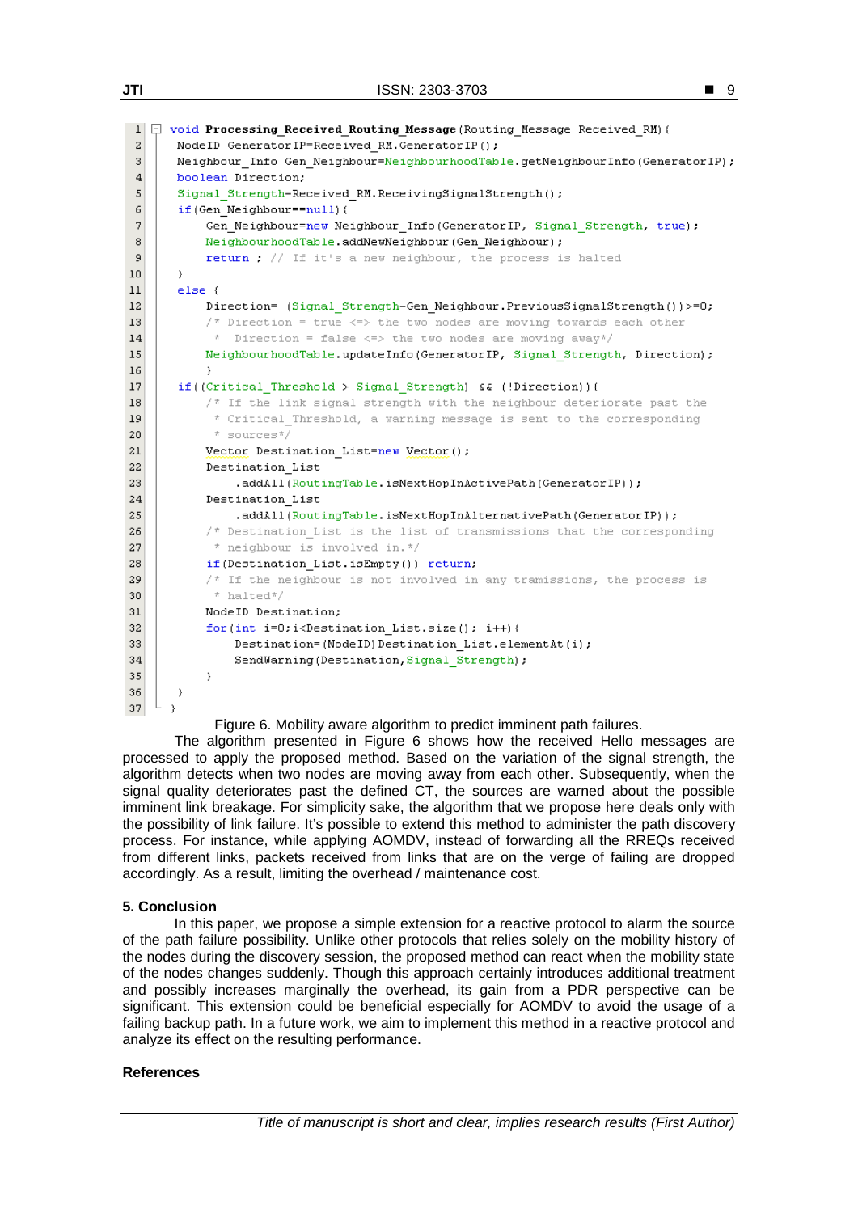```
void Processing_Received_Routing_Message(Routing_Message Received_RM){
  NodeID GeneratorIP=Received_RM.GeneratorIP();
  Neighbour_Info Gen_Neighbour=NeighbourhoodTable.getNeighbourInfo(GeneratorIP);
  boolean Direction;
  Signal_Strength=Received_RM.ReceivingSignalStrength();
  if(Gen_Neighbour==null){
      Gen_Neighbour=new Neighbour_Info(GeneratorIP, Signal_Strength, true);
      NeighbourhoodTable.addNewNeighbour(Gen_Neighbour);
      return ; // If it's a new neighbour, the process is halted
  }
  else {
      Direction= (Signal_Strength-Gen_Neighbour.PreviousSignalStrength())>=0;
      /* Direction = true <=> the two nodes are moving towards each other
       *  Direction = false <=> the two nodes are moving away*/
      NeighbourhoodTable.updateInfo(GeneratorIP, Signal_Strength, Direction);
      }
  if((Critical_Threshold > Signal_Strength) && (!Direction)){
      /* If the link signal strength with the neighbour deteriorate past the
       * Critical_Threshold, a warning message is sent to the corresponding
       * sources*/
      Vector Destination_List=new Vector();
      Destination_List
          .addAll(RoutingTable.isNextHopInActivePath(GeneratorIP));
      Destination_List
          .addAll(RoutingTable.isNextHopInAlternativePath(GeneratorIP));
      /* Destination_List is the list of transmissions that the corresponding
       * neighbour is involved in.*/
      if(Destination_List.isEmpty()) return;
      /* If the neighbour is not involved in any tramissions, the process is
       * halted*/
      NodeID Destination;
      for(int i=0;i<Destination_List.size(); i++){
          Destination=(NodeID)Destination_List.elementAt(i);
          SendWarning(Destination,Signal_Strength);
      }
  }
}
```

Figure 6. Mobility aware algorithm to predict imminent path failures.

The algorithm presented in Figure 6 shows how the received Hello messages are processed to apply the proposed method. Based on the variation of the signal strength, the algorithm detects when two nodes are moving away from each other. Subsequently, when the signal quality deteriorates past the defined CT, the sources are warned about the possible imminent link breakage. For simplicity sake, the algorithm that we propose here deals only with the possibility of link failure. It's possible to extend this method to administer the path discovery process. For instance, while applying AOMDV, instead of forwarding all the RREQs received from different links, packets received from links that are on the verge of failing are dropped accordingly. As a result, limiting the overhead / maintenance cost.

## 5. Conclusion

In this paper, we propose a simple extension for a reactive protocol to alarm the source of the path failure possibility. Unlike other protocols that relies solely on the mobility history of the nodes during the discovery session, the proposed method can react when the mobility state of the nodes changes suddenly. Though this approach certainly introduces additional treatment and possibly increases marginally the overhead, its gain from a PDR perspective can be significant. This extension could be beneficial especially for AOMDV to avoid the usage of a failing backup path. In a future work, we aim to implement this method in a reactive protocol and analyze its effect on the resulting performance.

## References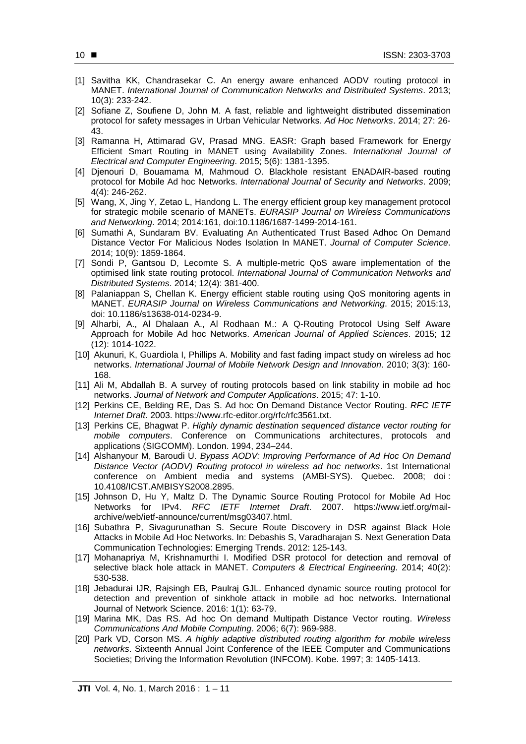[1] Savitha KK, Chandrasekar C. An energy aware enhanced AODV routing protocol in MANET. *International Journal of Communication Networks and Distributed Systems*. 2013; 10(3): 233-242.

[2] Sofiane Z, Soufiene D, John M. A fast, reliable and lightweight distributed dissemination protocol for safety messages in Urban Vehicular Networks. *Ad Hoc Networks*. 2014; 27: 26-43.

[3] Ramanna H, Attimarad GV, Prasad MNG. EASR: Graph based Framework for Energy Efficient Smart Routing in MANET using Availability Zones. *International Journal of Electrical and Computer Engineering*. 2015; 5(6): 1381-1395.

[4] Djenouri D, Bouamama M, Mahmoud O. Blackhole resistant ENADAIR-based routing protocol for Mobile Ad hoc Networks. *International Journal of Security and Networks*. 2009; 4(4): 246-262.

[5] Wang, X, Jing Y, Zetao L, Handong L. The energy efficient group key management protocol for strategic mobile scenario of MANETs. *EURASIP Journal on Wireless Communications and Networking*. 2014; 2014:161, doi:10.1186/1687-1499-2014-161.

[6] Sumathi A, Sundaram BV. Evaluating An Authenticated Trust Based Adhoc On Demand Distance Vector For Malicious Nodes Isolation In MANET. *Journal of Computer Science*. 2014; 10(9): 1859-1864.

[7] Sondi P, Gantsou D, Lecomte S. A multiple-metric QoS aware implementation of the optimised link state routing protocol. *International Journal of Communication Networks and Distributed Systems*. 2014; 12(4): 381-400.

[8] Palaniappan S, Chellan K. Energy efficient stable routing using QoS monitoring agents in MANET. *EURASIP Journal on Wireless Communications and Networking*. 2015; 2015:13, doi: 10.1186/s13638-014-0234-9.

[9] Alharbi, A., Al Dhalaan A., Al Rodhaan M.: A Q-Routing Protocol Using Self Aware Approach for Mobile Ad hoc Networks. *American Journal of Applied Sciences*. 2015; 12 (12): 1014-1022.

[10] Akunuri, K, Guardiola I, Phillips A. Mobility and fast fading impact study on wireless ad hoc networks. *International Journal of Mobile Network Design and Innovation*. 2010; 3(3): 160-168.

[11] Ali M, Abdallah B. A survey of routing protocols based on link stability in mobile ad hoc networks. *Journal of Network and Computer Applications*. 2015; 47: 1-10.

[12] Perkins CE, Belding RE, Das S. Ad hoc On Demand Distance Vector Routing. *RFC IETF Internet Draft*. 2003. https://www.rfc-editor.org/rfc/rfc3561.txt.

[13] Perkins CE, Bhagwat P. *Highly dynamic destination sequenced distance vector routing for mobile computers*. Conference on Communications architectures, protocols and applications (SIGCOMM). London. 1994, 234–244.

[14] Alshanyour M, Baroudi U. *Bypass AODV: Improving Performance of Ad Hoc On Demand Distance Vector (AODV) Routing protocol in wireless ad hoc networks*. 1st International conference on Ambient media and systems (AMBI-SYS). Quebec. 2008; doi : 10.4108/ICST.AMBISYS2008.2895.

[15] Johnson D, Hu Y, Maltz D. The Dynamic Source Routing Protocol for Mobile Ad Hoc Networks for IPv4. *RFC IETF Internet Draft*. 2007. https://www.ietf.org/mail-archive/web/ietf-announce/current/msg03407.html.

[16] Subathra P, Sivagurunathan S. Secure Route Discovery in DSR against Black Hole Attacks in Mobile Ad Hoc Networks. In: Debashis S, Varadharajan S. Next Generation Data Communication Technologies: Emerging Trends. 2012: 125-143.

[17] Mohanapriya M, Krishnamurthi I. Modified DSR protocol for detection and removal of selective black hole attack in MANET. *Computers & Electrical Engineering*. 2014; 40(2): 530-538.

[18] Jebadurai IJR, Rajsingh EB, Paulraj GJL. Enhanced dynamic source routing protocol for detection and prevention of sinkhole attack in mobile ad hoc networks. International Journal of Network Science. 2016: 1(1): 63-79.

[19] Marina MK, Das RS. Ad hoc On demand Multipath Distance Vector routing. *Wireless Communications And Mobile Computing*. 2006; 6(7): 969-988.

[20] Park VD, Corson MS. *A highly adaptive distributed routing algorithm for mobile wireless networks*. Sixteenth Annual Joint Conference of the IEEE Computer and Communications Societies; Driving the Information Revolution (INFCOM). Kobe. 1997; 3: 1405-1413.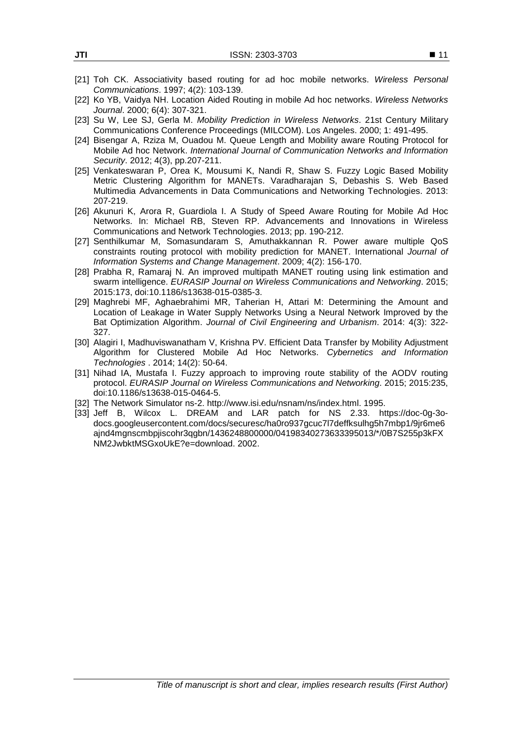[21] Toh CK. Associativity based routing for ad hoc mobile networks. *Wireless Personal Communications*. 1997; 4(2): 103-139.

[22] Ko YB, Vaidya NH. Location Aided Routing in mobile Ad hoc networks. *Wireless Networks Journal*. 2000; 6(4): 307-321.

[23] Su W, Lee SJ, Gerla M. *Mobility Prediction in Wireless Networks*. 21st Century Military Communications Conference Proceedings (MILCOM). Los Angeles. 2000; 1: 491-495.

[24] Bisengar A, Rziza M, Ouadou M. Queue Length and Mobility aware Routing Protocol for Mobile Ad hoc Network. *International Journal of Communication Networks and Information Security*. 2012; 4(3), pp.207-211.

[25] Venkateswaran P, Orea K, Mousumi K, Nandi R, Shaw S. Fuzzy Logic Based Mobility Metric Clustering Algorithm for MANETs. Varadharajan S, Debashis S. Web Based Multimedia Advancements in Data Communications and Networking Technologies. 2013: 207-219.

[26] Akunuri K, Arora R, Guardiola I. A Study of Speed Aware Routing for Mobile Ad Hoc Networks. In: Michael RB, Steven RP. Advancements and Innovations in Wireless Communications and Network Technologies. 2013; pp. 190-212.

[27] Senthilkumar M, Somasundaram S, Amuthakkannan R. Power aware multiple QoS constraints routing protocol with mobility prediction for MANET. International *Journal of Information Systems and Change Management*. 2009; 4(2): 156-170.

[28] Prabha R, Ramaraj N. An improved multipath MANET routing using link estimation and swarm intelligence. *EURASIP Journal on Wireless Communications and Networking*. 2015; 2015:173, doi:10.1186/s13638-015-0385-3.

[29] Maghrebi MF, Aghaebrahimi MR, Taherian H, Attari M: Determining the Amount and Location of Leakage in Water Supply Networks Using a Neural Network Improved by the Bat Optimization Algorithm. *Journal of Civil Engineering and Urbanism*. 2014: 4(3): 322-327.

[30] Alagiri I, Madhuviswanatham V, Krishna PV. Efficient Data Transfer by Mobility Adjustment Algorithm for Clustered Mobile Ad Hoc Networks. *Cybernetics and Information Technologies* . 2014; 14(2): 50-64.

[31] Nihad IA, Mustafa I. Fuzzy approach to improving route stability of the AODV routing protocol. *EURASIP Journal on Wireless Communications and Networking*. 2015; 2015:235, doi:10.1186/s13638-015-0464-5.

[32] The Network Simulator ns-2. http://www.isi.edu/nsnam/ns/index.html. 1995.

[33] Jeff B, Wilcox L. DREAM and LAR patch for NS 2.33. https://doc-0g-3o-docs.googleusercontent.com/docs/securesc/ha0ro937gcuc7l7deffksulhg5h7mbp1/9jr6me6ajnd4mgnscmbpjiscohr3qgbn/1436248800000/04198340273633395013/*/0B7S255p3kFXNM2JwbktMSGxoUkE?e=download. 2002.